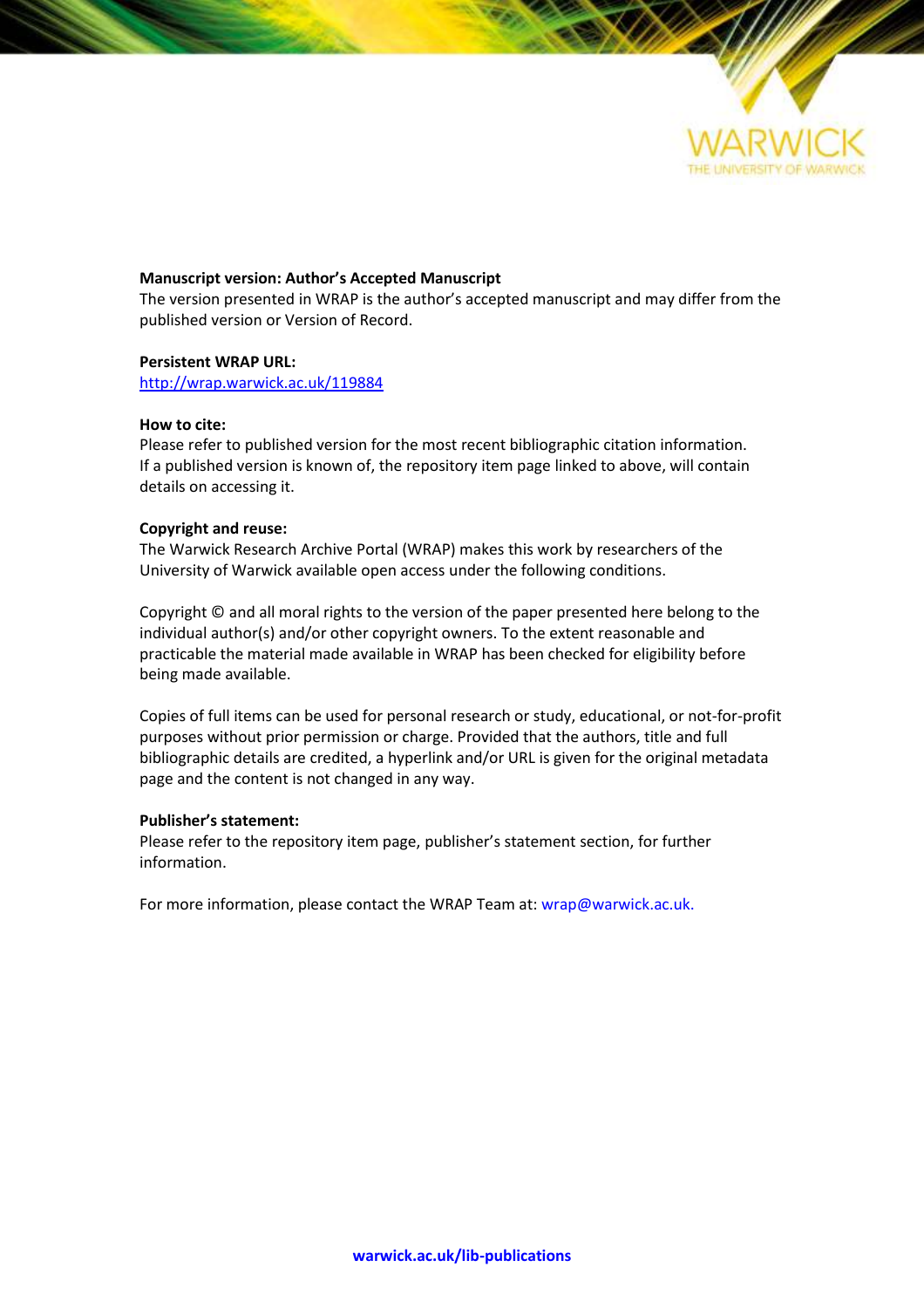**Manuscript version: Author's Accepted Manuscript**
The version presented in WRAP is the author's accepted manuscript and may differ from the published version or Version of Record.

**Persistent WRAP URL:**
http://wrap.warwick.ac.uk/119884

**How to cite:**
Please refer to published version for the most recent bibliographic citation information. If a published version is known of, the repository item page linked to above, will contain details on accessing it.

**Copyright and reuse:**
The Warwick Research Archive Portal (WRAP) makes this work by researchers of the University of Warwick available open access under the following conditions.

Copyright © and all moral rights to the version of the paper presented here belong to the individual author(s) and/or other copyright owners. To the extent reasonable and practicable the material made available in WRAP has been checked for eligibility before being made available.

Copies of full items can be used for personal research or study, educational, or not-for-profit purposes without prior permission or charge. Provided that the authors, title and full bibliographic details are credited, a hyperlink and/or URL is given for the original metadata page and the content is not changed in any way.

**Publisher's statement:**
Please refer to the repository item page, publisher's statement section, for further information.

For more information, please contact the WRAP Team at: wrap@warwick.ac.uk.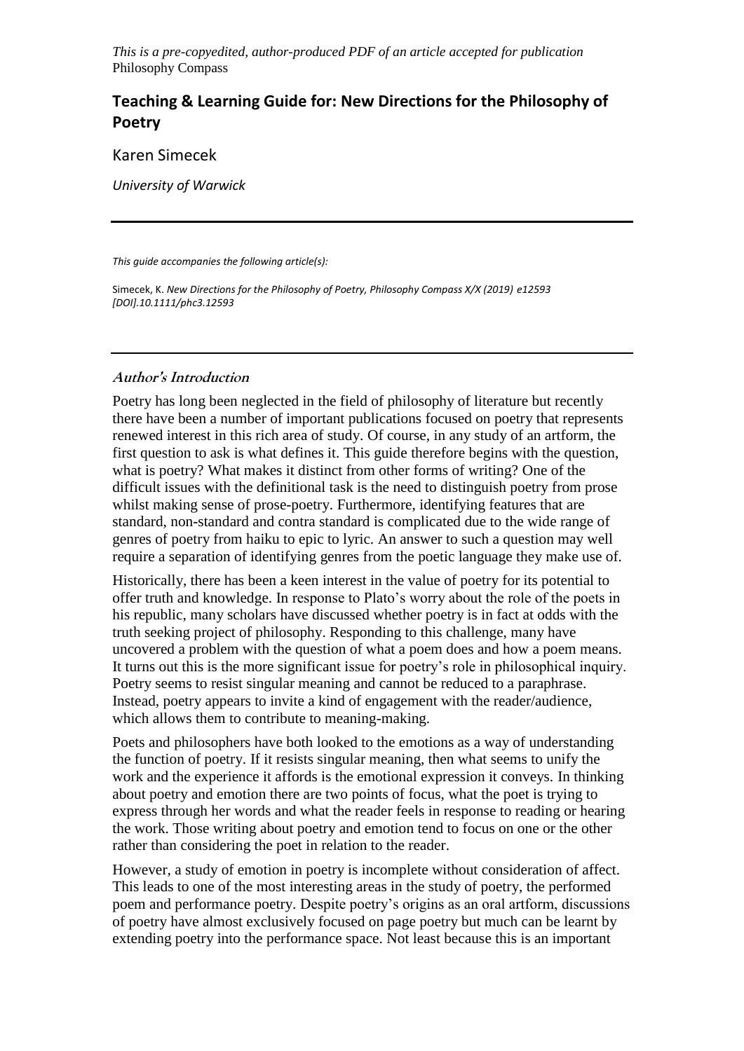*This is a pre-copyedited, author-produced PDF of an article accepted for publication* Philosophy Compass

## Teaching & Learning Guide for: New Directions for the Philosophy of Poetry

Karen Simecek

*University of Warwick*

---

*This guide accompanies the following article(s):*

Simecek, K. *New Directions for the Philosophy of Poetry, Philosophy Compass X/X (2019) e12593 [DOI].10.1111/phc3.12593*

---

### *Author's Introduction*

Poetry has long been neglected in the field of philosophy of literature but recently there have been a number of important publications focused on poetry that represents renewed interest in this rich area of study. Of course, in any study of an artform, the first question to ask is what defines it. This guide therefore begins with the question, what is poetry? What makes it distinct from other forms of writing? One of the difficult issues with the definitional task is the need to distinguish poetry from prose whilst making sense of prose-poetry. Furthermore, identifying features that are standard, non-standard and contra standard is complicated due to the wide range of genres of poetry from haiku to epic to lyric. An answer to such a question may well require a separation of identifying genres from the poetic language they make use of.

Historically, there has been a keen interest in the value of poetry for its potential to offer truth and knowledge. In response to Plato's worry about the role of the poets in his republic, many scholars have discussed whether poetry is in fact at odds with the truth seeking project of philosophy. Responding to this challenge, many have uncovered a problem with the question of what a poem does and how a poem means. It turns out this is the more significant issue for poetry's role in philosophical inquiry. Poetry seems to resist singular meaning and cannot be reduced to a paraphrase. Instead, poetry appears to invite a kind of engagement with the reader/audience, which allows them to contribute to meaning-making.

Poets and philosophers have both looked to the emotions as a way of understanding the function of poetry. If it resists singular meaning, then what seems to unify the work and the experience it affords is the emotional expression it conveys. In thinking about poetry and emotion there are two points of focus, what the poet is trying to express through her words and what the reader feels in response to reading or hearing the work. Those writing about poetry and emotion tend to focus on one or the other rather than considering the poet in relation to the reader.

However, a study of emotion in poetry is incomplete without consideration of affect. This leads to one of the most interesting areas in the study of poetry, the performed poem and performance poetry. Despite poetry's origins as an oral artform, discussions of poetry have almost exclusively focused on page poetry but much can be learnt by extending poetry into the performance space. Not least because this is an important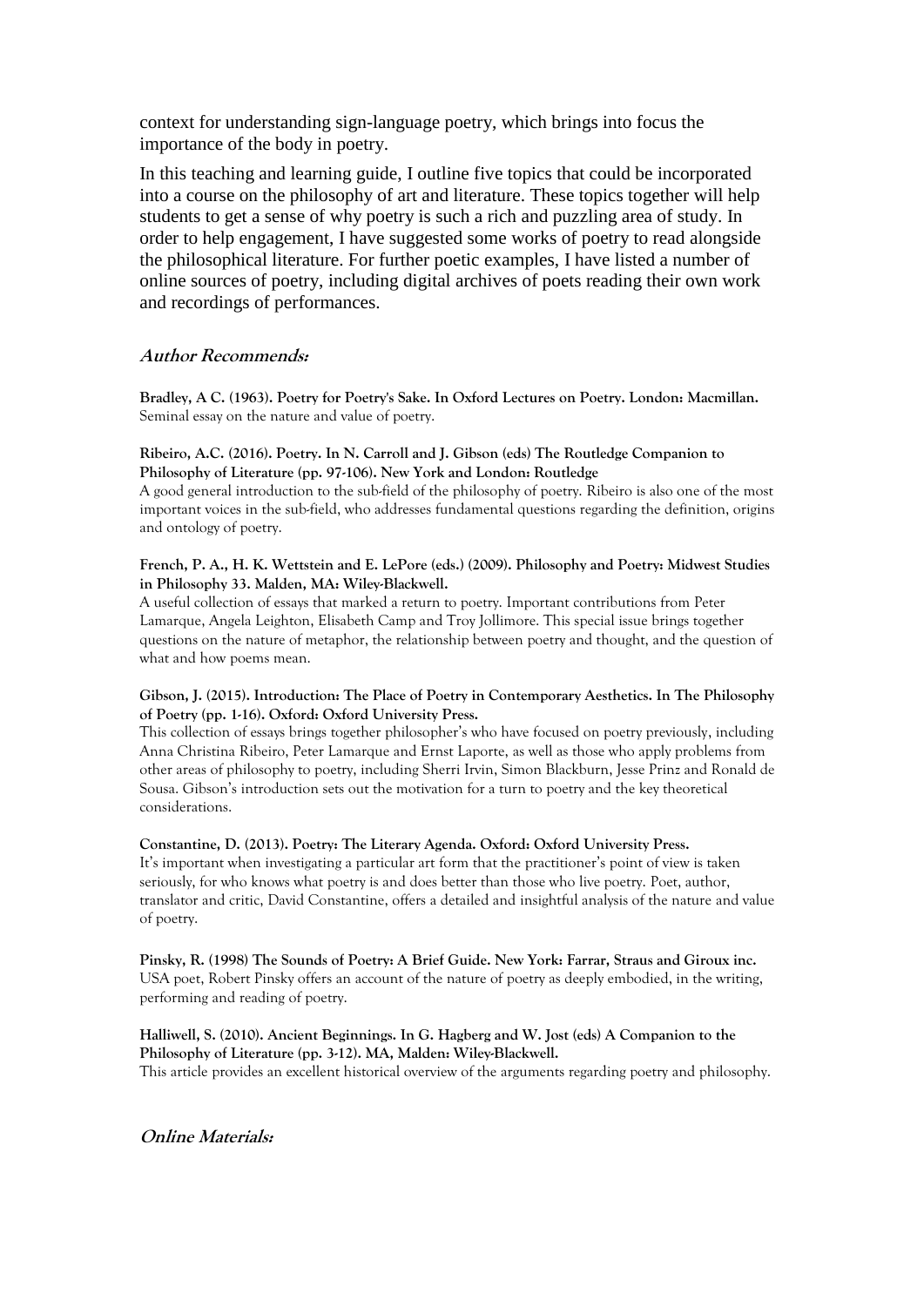context for understanding sign-language poetry, which brings into focus the importance of the body in poetry.

In this teaching and learning guide, I outline five topics that could be incorporated into a course on the philosophy of art and literature. These topics together will help students to get a sense of why poetry is such a rich and puzzling area of study. In order to help engagement, I have suggested some works of poetry to read alongside the philosophical literature. For further poetic examples, I have listed a number of online sources of poetry, including digital archives of poets reading their own work and recordings of performances.

## *Author Recommends:*

**Bradley, A C. (1963). Poetry for Poetry's Sake. In Oxford Lectures on Poetry. London: Macmillan.**
Seminal essay on the nature and value of poetry.

**Ribeiro, A.C. (2016). Poetry. In N. Carroll and J. Gibson (eds) The Routledge Companion to Philosophy of Literature (pp. 97-106). New York and London: Routledge**
A good general introduction to the sub-field of the philosophy of poetry. Ribeiro is also one of the most important voices in the sub-field, who addresses fundamental questions regarding the definition, origins and ontology of poetry.

**French, P. A., H. K. Wettstein and E. LePore (eds.) (2009). Philosophy and Poetry: Midwest Studies in Philosophy 33. Malden, MA: Wiley-Blackwell.**
A useful collection of essays that marked a return to poetry. Important contributions from Peter Lamarque, Angela Leighton, Elisabeth Camp and Troy Jollimore. This special issue brings together questions on the nature of metaphor, the relationship between poetry and thought, and the question of what and how poems mean.

**Gibson, J. (2015). Introduction: The Place of Poetry in Contemporary Aesthetics. In The Philosophy of Poetry (pp. 1-16). Oxford: Oxford University Press.**
This collection of essays brings together philosopher's who have focused on poetry previously, including Anna Christina Ribeiro, Peter Lamarque and Ernst Laporte, as well as those who apply problems from other areas of philosophy to poetry, including Sherri Irvin, Simon Blackburn, Jesse Prinz and Ronald de Sousa. Gibson's introduction sets out the motivation for a turn to poetry and the key theoretical considerations.

**Constantine, D. (2013). Poetry: The Literary Agenda. Oxford: Oxford University Press.**
It's important when investigating a particular art form that the practitioner's point of view is taken seriously, for who knows what poetry is and does better than those who live poetry. Poet, author, translator and critic, David Constantine, offers a detailed and insightful analysis of the nature and value of poetry.

**Pinsky, R. (1998) The Sounds of Poetry: A Brief Guide. New York: Farrar, Straus and Giroux inc.**
USA poet, Robert Pinsky offers an account of the nature of poetry as deeply embodied, in the writing, performing and reading of poetry.

**Halliwell, S. (2010). Ancient Beginnings. In G. Hagberg and W. Jost (eds) A Companion to the Philosophy of Literature (pp. 3-12). MA, Malden: Wiley-Blackwell.**
This article provides an excellent historical overview of the arguments regarding poetry and philosophy.

## *Online Materials:*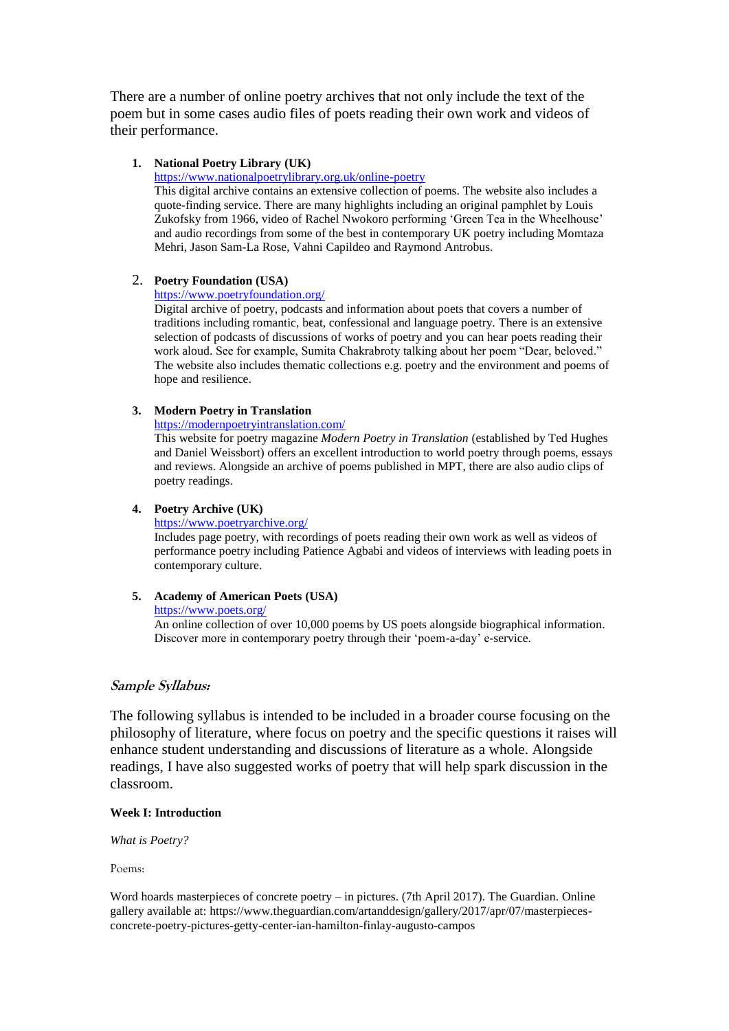There are a number of online poetry archives that not only include the text of the poem but in some cases audio files of poets reading their own work and videos of their performance.

1. **National Poetry Library (UK)**
   https://www.nationalpoetrylibrary.org.uk/online-poetry
   This digital archive contains an extensive collection of poems. The website also includes a quote-finding service. There are many highlights including an original pamphlet by Louis Zukofsky from 1966, video of Rachel Nwokoro performing 'Green Tea in the Wheelhouse' and audio recordings from some of the best in contemporary UK poetry including Momtaza Mehri, Jason Sam-La Rose, Vahni Capildeo and Raymond Antrobus.

2. **Poetry Foundation (USA)**
   https://www.poetryfoundation.org/
   Digital archive of poetry, podcasts and information about poets that covers a number of traditions including romantic, beat, confessional and language poetry. There is an extensive selection of podcasts of discussions of works of poetry and you can hear poets reading their work aloud. See for example, Sumita Chakrabroty talking about her poem "Dear, beloved." The website also includes thematic collections e.g. poetry and the environment and poems of hope and resilience.

3. **Modern Poetry in Translation**
   https://modernpoetryintranslation.com/
   This website for poetry magazine *Modern Poetry in Translation* (established by Ted Hughes and Daniel Weissbort) offers an excellent introduction to world poetry through poems, essays and reviews. Alongside an archive of poems published in MPT, there are also audio clips of poetry readings.

4. **Poetry Archive (UK)**
   https://www.poetryarchive.org/
   Includes page poetry, with recordings of poets reading their own work as well as videos of performance poetry including Patience Agbabi and videos of interviews with leading poets in contemporary culture.

5. **Academy of American Poets (USA)**
   https://www.poets.org/
   An online collection of over 10,000 poems by US poets alongside biographical information. Discover more in contemporary poetry through their 'poem-a-day' e-service.

## *Sample Syllabus:*

The following syllabus is intended to be included in a broader course focusing on the philosophy of literature, where focus on poetry and the specific questions it raises will enhance student understanding and discussions of literature as a whole. Alongside readings, I have also suggested works of poetry that will help spark discussion in the classroom.

### Week I: Introduction

*What is Poetry?*

Poems:

Word hoards masterpieces of concrete poetry – in pictures. (7th April 2017). The Guardian. Online gallery available at: https://www.theguardian.com/artanddesign/gallery/2017/apr/07/masterpieces-concrete-poetry-pictures-getty-center-ian-hamilton-finlay-augusto-campos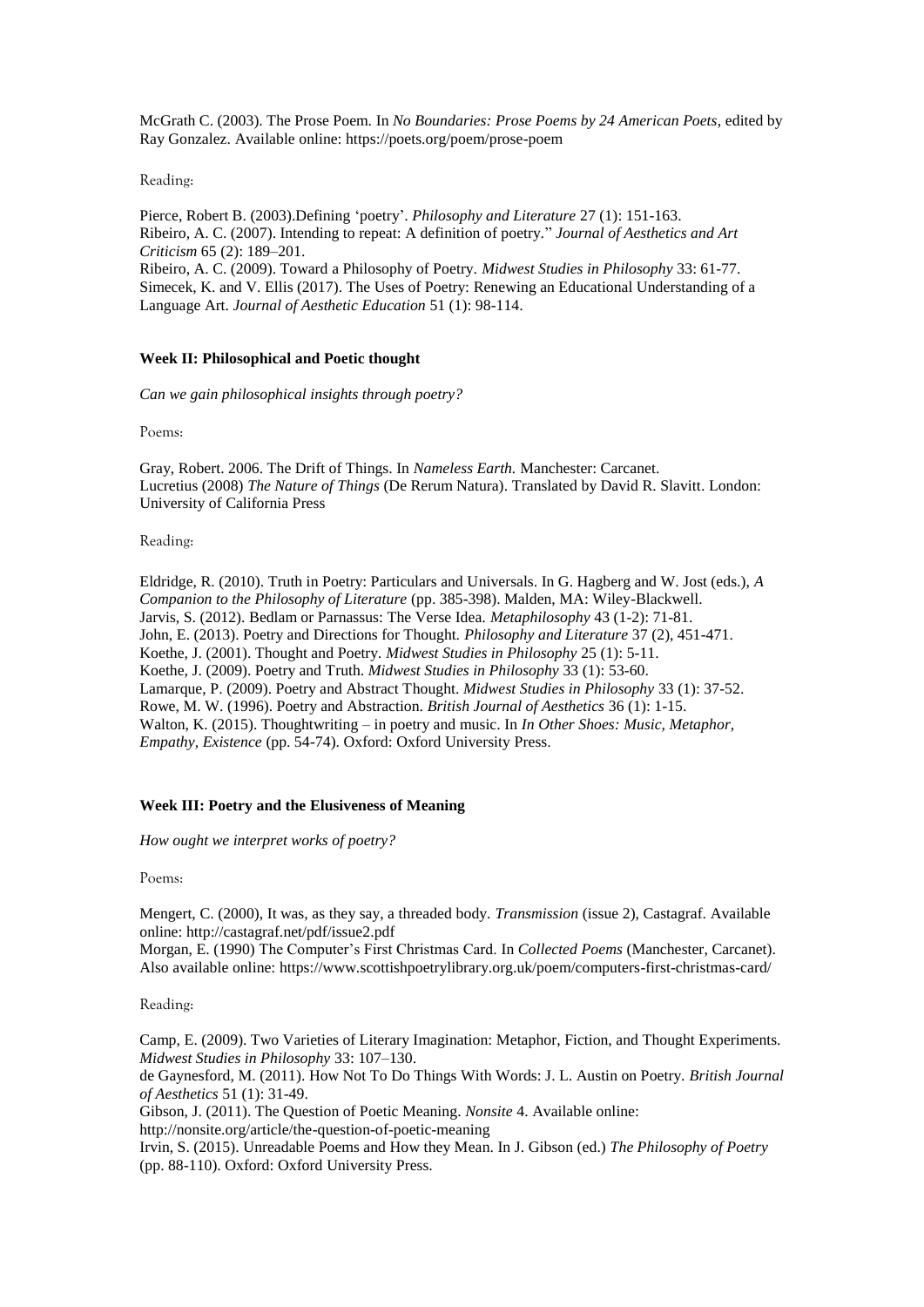McGrath C. (2003). The Prose Poem. In *No Boundaries: Prose Poems by 24 American Poets*, edited by Ray Gonzalez. Available online: https://poets.org/poem/prose-poem

Reading:

Pierce, Robert B. (2003).Defining 'poetry'. *Philosophy and Literature* 27 (1): 151-163.
Ribeiro, A. C. (2007). Intending to repeat: A definition of poetry." *Journal of Aesthetics and Art Criticism* 65 (2): 189–201.
Ribeiro, A. C. (2009). Toward a Philosophy of Poetry. *Midwest Studies in Philosophy* 33: 61-77.
Simecek, K. and V. Ellis (2017). The Uses of Poetry: Renewing an Educational Understanding of a Language Art. *Journal of Aesthetic Education* 51 (1): 98-114.

**Week II: Philosophical and Poetic thought**

*Can we gain philosophical insights through poetry?*

Poems:

Gray, Robert. 2006. The Drift of Things. In *Nameless Earth.* Manchester: Carcanet.
Lucretius (2008) *The Nature of Things* (De Rerum Natura). Translated by David R. Slavitt. London: University of California Press

Reading:

Eldridge, R. (2010). Truth in Poetry: Particulars and Universals. In G. Hagberg and W. Jost (eds.), *A Companion to the Philosophy of Literature* (pp. 385-398). Malden, MA: Wiley-Blackwell.
Jarvis, S. (2012). Bedlam or Parnassus: The Verse Idea. *Metaphilosophy* 43 (1-2): 71-81.
John, E. (2013). Poetry and Directions for Thought. *Philosophy and Literature* 37 (2), 451-471.
Koethe, J. (2001). Thought and Poetry. *Midwest Studies in Philosophy* 25 (1): 5-11.
Koethe, J. (2009). Poetry and Truth. *Midwest Studies in Philosophy* 33 (1): 53-60.
Lamarque, P. (2009). Poetry and Abstract Thought. *Midwest Studies in Philosophy* 33 (1): 37-52.
Rowe, M. W. (1996). Poetry and Abstraction. *British Journal of Aesthetics* 36 (1): 1-15.
Walton, K. (2015). Thoughtwriting – in poetry and music. In *In Other Shoes: Music, Metaphor, Empathy, Existence* (pp. 54-74). Oxford: Oxford University Press.

**Week III: Poetry and the Elusiveness of Meaning**

*How ought we interpret works of poetry?*

Poems:

Mengert, C. (2000), It was, as they say, a threaded body. *Transmission* (issue 2), Castagraf. Available online: http://castagraf.net/pdf/issue2.pdf
Morgan, E. (1990) The Computer's First Christmas Card. In *Collected Poems* (Manchester, Carcanet). Also available online: https://www.scottishpoetrylibrary.org.uk/poem/computers-first-christmas-card/

Reading:

Camp, E. (2009). Two Varieties of Literary Imagination: Metaphor, Fiction, and Thought Experiments. *Midwest Studies in Philosophy* 33: 107–130.
de Gaynesford, M. (2011). How Not To Do Things With Words: J. L. Austin on Poetry. *British Journal of Aesthetics* 51 (1): 31-49.
Gibson, J. (2011). The Question of Poetic Meaning. *Nonsite* 4. Available online: http://nonsite.org/article/the-question-of-poetic-meaning
Irvin, S. (2015). Unreadable Poems and How they Mean. In J. Gibson (ed.) *The Philosophy of Poetry* (pp. 88-110). Oxford: Oxford University Press.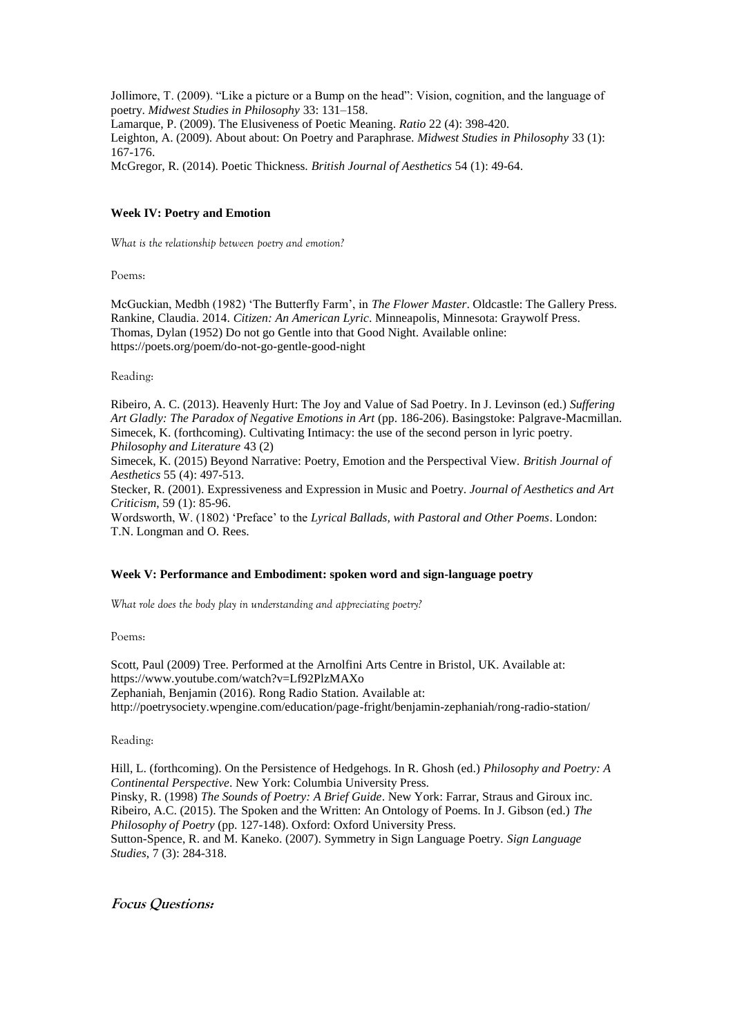Jollimore, T. (2009). "Like a picture or a Bump on the head": Vision, cognition, and the language of poetry. *Midwest Studies in Philosophy* 33: 131–158.
Lamarque, P. (2009). The Elusiveness of Poetic Meaning. *Ratio* 22 (4): 398-420.
Leighton, A. (2009). About about: On Poetry and Paraphrase. *Midwest Studies in Philosophy* 33 (1): 167-176.
McGregor, R. (2014). Poetic Thickness. *British Journal of Aesthetics* 54 (1): 49-64.

**Week IV: Poetry and Emotion**

*What is the relationship between poetry and emotion?*

Poems:

McGuckian, Medbh (1982) 'The Butterfly Farm', in *The Flower Master*. Oldcastle: The Gallery Press.
Rankine, Claudia. 2014. *Citizen: An American Lyric*. Minneapolis, Minnesota: Graywolf Press.
Thomas, Dylan (1952) Do not go Gentle into that Good Night. Available online: https://poets.org/poem/do-not-go-gentle-good-night

Reading:

Ribeiro, A. C. (2013). Heavenly Hurt: The Joy and Value of Sad Poetry. In J. Levinson (ed.) *Suffering Art Gladly: The Paradox of Negative Emotions in Art* (pp. 186-206). Basingstoke: Palgrave-Macmillan.
Simecek, K. (forthcoming). Cultivating Intimacy: the use of the second person in lyric poetry. *Philosophy and Literature* 43 (2)
Simecek, K. (2015) Beyond Narrative: Poetry, Emotion and the Perspectival View. *British Journal of Aesthetics* 55 (4): 497-513.
Stecker, R. (2001). Expressiveness and Expression in Music and Poetry. *Journal of Aesthetics and Art Criticism*, 59 (1): 85-96.
Wordsworth, W. (1802) 'Preface' to the *Lyrical Ballads, with Pastoral and Other Poems*. London: T.N. Longman and O. Rees.

**Week V: Performance and Embodiment: spoken word and sign-language poetry**

*What role does the body play in understanding and appreciating poetry?*

Poems:

Scott, Paul (2009) Tree. Performed at the Arnolfini Arts Centre in Bristol, UK. Available at: https://www.youtube.com/watch?v=Lf92PlzMAXo
Zephaniah, Benjamin (2016). Rong Radio Station. Available at: http://poetrysociety.wpengine.com/education/page-fright/benjamin-zephaniah/rong-radio-station/

Reading:

Hill, L. (forthcoming). On the Persistence of Hedgehogs. In R. Ghosh (ed.) *Philosophy and Poetry: A Continental Perspective*. New York: Columbia University Press.
Pinsky, R. (1998) *The Sounds of Poetry: A Brief Guide*. New York: Farrar, Straus and Giroux inc.
Ribeiro, A.C. (2015). The Spoken and the Written: An Ontology of Poems. In J. Gibson (ed.) *The Philosophy of Poetry* (pp. 127-148). Oxford: Oxford University Press.
Sutton-Spence, R. and M. Kaneko. (2007). Symmetry in Sign Language Poetry. *Sign Language Studies*, 7 (3): 284-318.

## Focus Questions: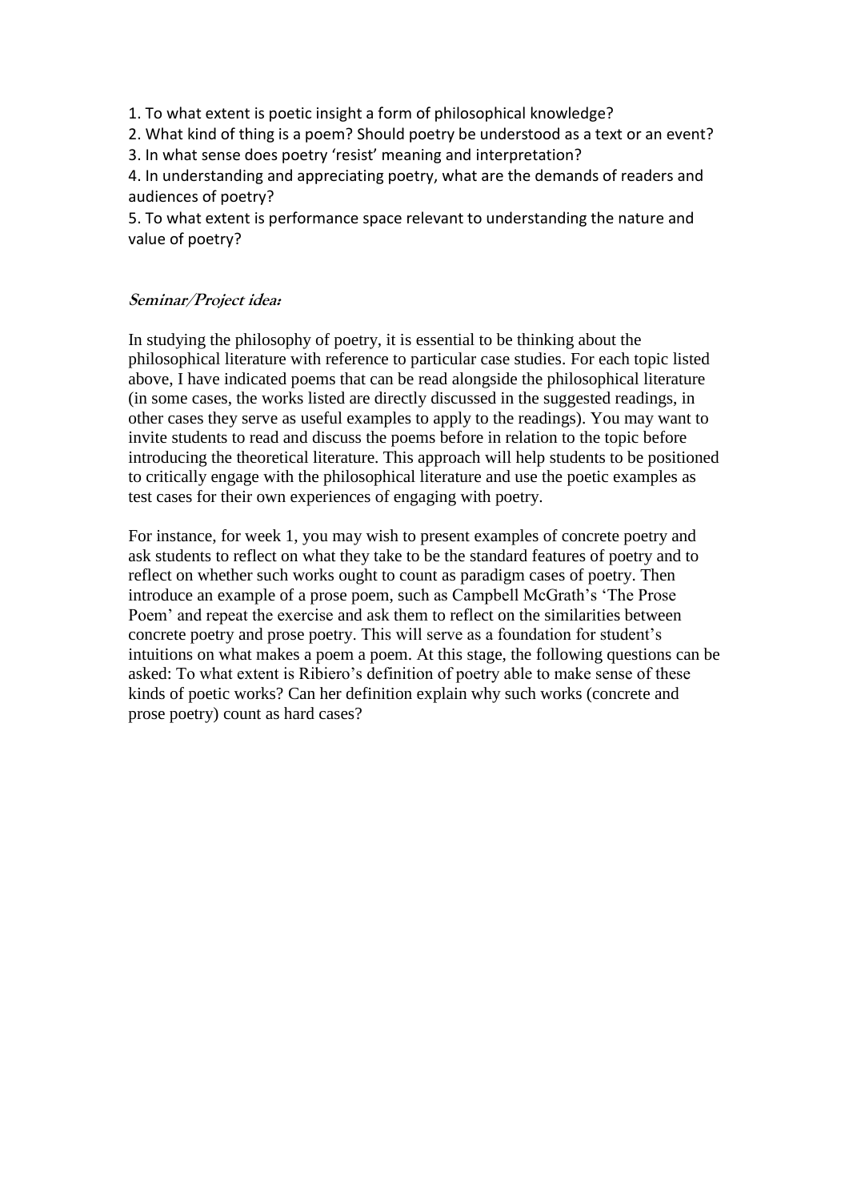1. To what extent is poetic insight a form of philosophical knowledge?
2. What kind of thing is a poem? Should poetry be understood as a text or an event?
3. In what sense does poetry 'resist' meaning and interpretation?
4. In understanding and appreciating poetry, what are the demands of readers and audiences of poetry?
5. To what extent is performance space relevant to understanding the nature and value of poetry?

***Seminar/Project idea:***

In studying the philosophy of poetry, it is essential to be thinking about the philosophical literature with reference to particular case studies. For each topic listed above, I have indicated poems that can be read alongside the philosophical literature (in some cases, the works listed are directly discussed in the suggested readings, in other cases they serve as useful examples to apply to the readings). You may want to invite students to read and discuss the poems before in relation to the topic before introducing the theoretical literature. This approach will help students to be positioned to critically engage with the philosophical literature and use the poetic examples as test cases for their own experiences of engaging with poetry.

For instance, for week 1, you may wish to present examples of concrete poetry and ask students to reflect on what they take to be the standard features of poetry and to reflect on whether such works ought to count as paradigm cases of poetry. Then introduce an example of a prose poem, such as Campbell McGrath's 'The Prose Poem' and repeat the exercise and ask them to reflect on the similarities between concrete poetry and prose poetry. This will serve as a foundation for student's intuitions on what makes a poem a poem. At this stage, the following questions can be asked: To what extent is Ribiero's definition of poetry able to make sense of these kinds of poetic works? Can her definition explain why such works (concrete and prose poetry) count as hard cases?